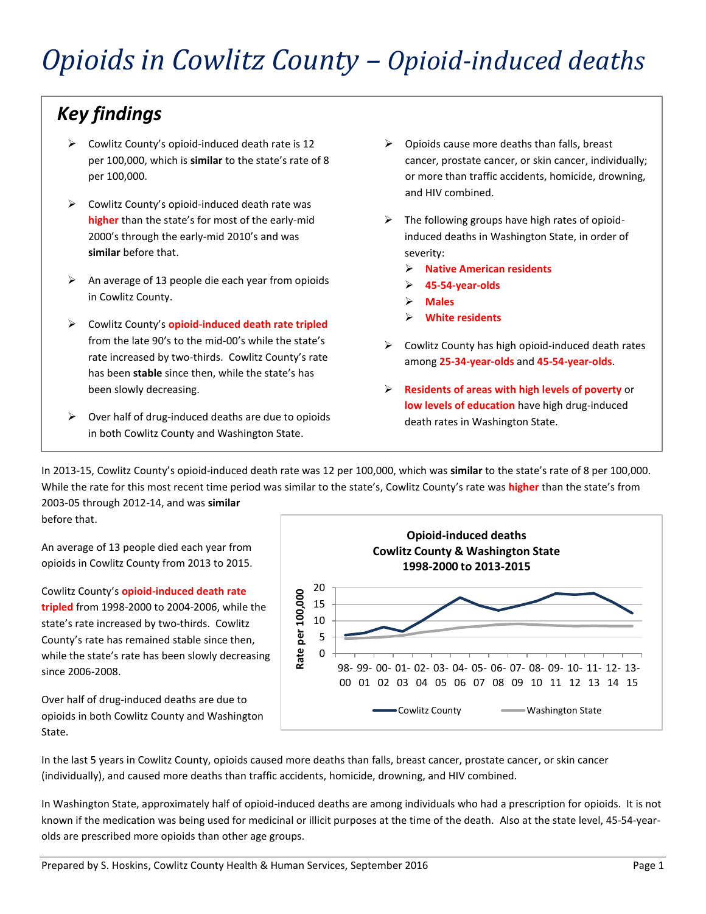# *Opioids in Cowlitz County – Opioid-induced deaths*

## *Key findings*

- Cowlitz County's opioid-induced death rate is 12 per 100,000, which is **similar** to the state's rate of 8 per 100,000.
- Cowlitz County's opioid-induced death rate was **higher** than the state's for most of the early-mid 2000's through the early-mid 2010's and was **similar** before that.
- An average of 13 people die each year from opioids in Cowlitz County.
- Cowlitz County's **opioid-induced death rate tripled** from the late 90's to the mid-00's while the state's rate increased by two-thirds. Cowlitz County's rate has been **stable** since then, while the state's has been slowly decreasing.
- Over half of drug-induced deaths are due to opioids in both Cowlitz County and Washington State.
- Opioids cause more deaths than falls, breast cancer, prostate cancer, or skin cancer, individually; or more than traffic accidents, homicide, drowning, and HIV combined.
- The following groups have high rates of opioid-induced deaths in Washington State, in order of severity:
  - **Native American residents**
  - **45-54-year-olds**
  - **Males**
  - **White residents**
- Cowlitz County has high opioid-induced death rates among **25-34-year-olds** and **45-54-year-olds**.
- **Residents of areas with high levels of poverty** or **low levels of education** have high drug-induced death rates in Washington State.

In 2013-15, Cowlitz County's opioid-induced death rate was 12 per 100,000, which was **similar** to the state's rate of 8 per 100,000. While the rate for this most recent time period was similar to the state's, Cowlitz County's rate was **higher** than the state's from 2003-05 through 2012-14, and was **similar** before that.

An average of 13 people died each year from opioids in Cowlitz County from 2013 to 2015.

Cowlitz County's **opioid-induced death rate tripled** from 1998-2000 to 2004-2006, while the state's rate increased by two-thirds. Cowlitz County's rate has remained stable since then, while the state's rate has been slowly decreasing since 2006-2008.

Over half of drug-induced deaths are due to opioids in both Cowlitz County and Washington State.

**Opioid-induced deaths**
**Cowlitz County & Washington State**
**1998-2000 to 2013-2015**

(Chart: Rate per 100,000, 0–20; periods 98-00 through 13-15; series: Cowlitz County, Washington State)

In the last 5 years in Cowlitz County, opioids caused more deaths than falls, breast cancer, prostate cancer, or skin cancer (individually), and caused more deaths than traffic accidents, homicide, drowning, and HIV combined.

In Washington State, approximately half of opioid-induced deaths are among individuals who had a prescription for opioids. It is not known if the medication was being used for medicinal or illicit purposes at the time of the death. Also at the state level, 45-54-year-olds are prescribed more opioids than other age groups.

Prepared by S. Hoskins, Cowlitz County Health & Human Services, September 2016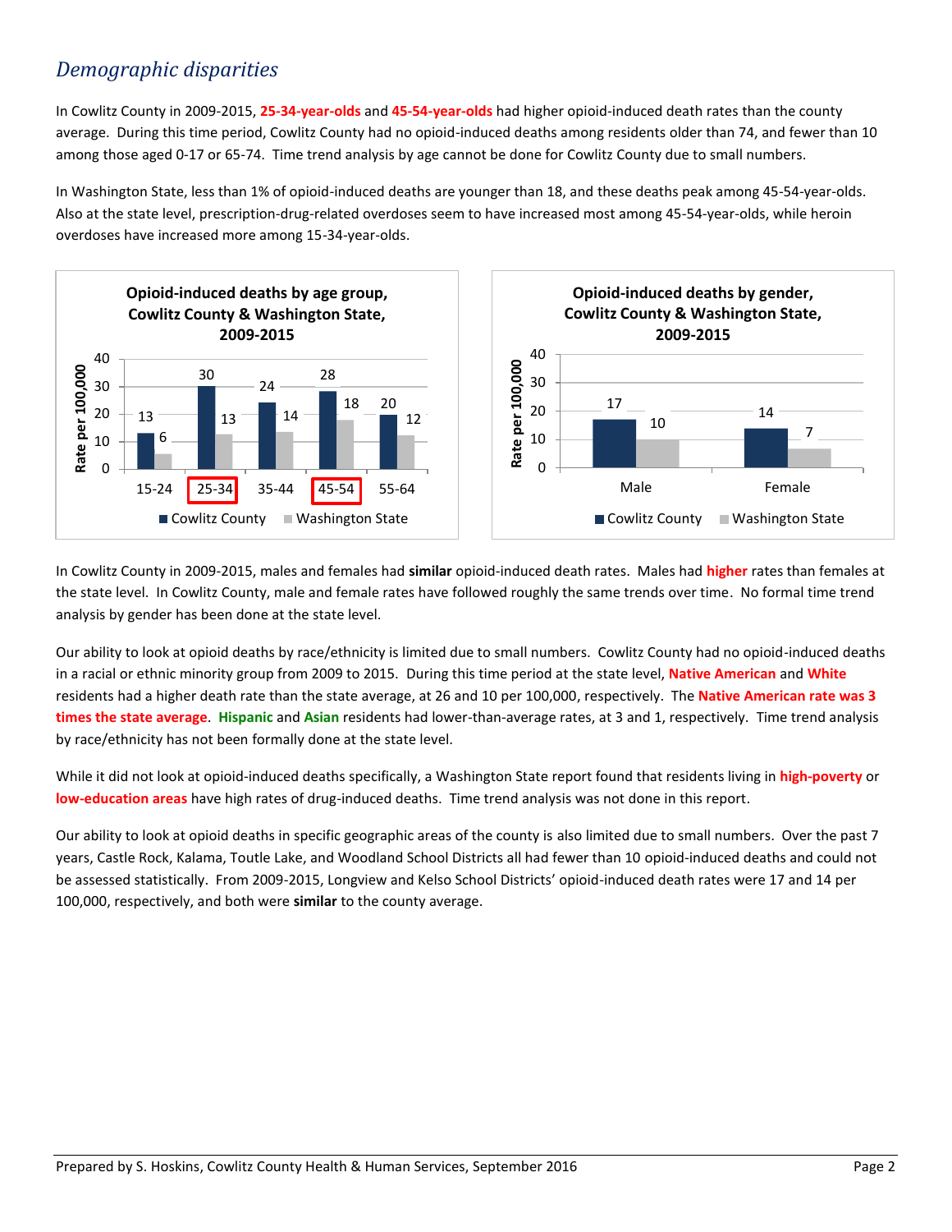## *Demographic disparities*

In Cowlitz County in 2009-2015, **25-34-year-olds** and **45-54-year-olds** had higher opioid-induced death rates than the county average. During this time period, Cowlitz County had no opioid-induced deaths among residents older than 74, and fewer than 10 among those aged 0-17 or 65-74. Time trend analysis by age cannot be done for Cowlitz County due to small numbers.

In Washington State, less than 1% of opioid-induced deaths are younger than 18, and these deaths peak among 45-54-year-olds. Also at the state level, prescription-drug-related overdoses seem to have increased most among 45-54-year-olds, while heroin overdoses have increased more among 15-34-year-olds.

**Opioid-induced deaths by age group, Cowlitz County & Washington State, 2009-2015**

Rate per 100,000

| Age group | Cowlitz County | Washington State |
|---|---|---|
| 15-24 | 13 | 6 |
| 25-34 | 30 | 13 |
| 35-44 | 24 | 14 |
| 45-54 | 28 | 18 |
| 55-64 | 20 | 12 |

**Opioid-induced deaths by gender, Cowlitz County & Washington State, 2009-2015**

Rate per 100,000

| Gender | Cowlitz County | Washington State |
|---|---|---|
| Male | 17 | 10 |
| Female | 14 | 7 |

In Cowlitz County in 2009-2015, males and females had **similar** opioid-induced death rates. Males had **higher** rates than females at the state level. In Cowlitz County, male and female rates have followed roughly the same trends over time. No formal time trend analysis by gender has been done at the state level.

Our ability to look at opioid deaths by race/ethnicity is limited due to small numbers. Cowlitz County had no opioid-induced deaths in a racial or ethnic minority group from 2009 to 2015. During this time period at the state level, **Native American** and **White** residents had a higher death rate than the state average, at 26 and 10 per 100,000, respectively. The **Native American rate was 3 times the state average**. **Hispanic** and **Asian** residents had lower-than-average rates, at 3 and 1, respectively. Time trend analysis by race/ethnicity has not been formally done at the state level.

While it did not look at opioid-induced deaths specifically, a Washington State report found that residents living in **high-poverty** or **low-education areas** have high rates of drug-induced deaths. Time trend analysis was not done in this report.

Our ability to look at opioid deaths in specific geographic areas of the county is also limited due to small numbers. Over the past 7 years, Castle Rock, Kalama, Toutle Lake, and Woodland School Districts all had fewer than 10 opioid-induced deaths and could not be assessed statistically. From 2009-2015, Longview and Kelso School Districts' opioid-induced death rates were 17 and 14 per 100,000, respectively, and both were **similar** to the county average.

Prepared by S. Hoskins, Cowlitz County Health & Human Services, September 2016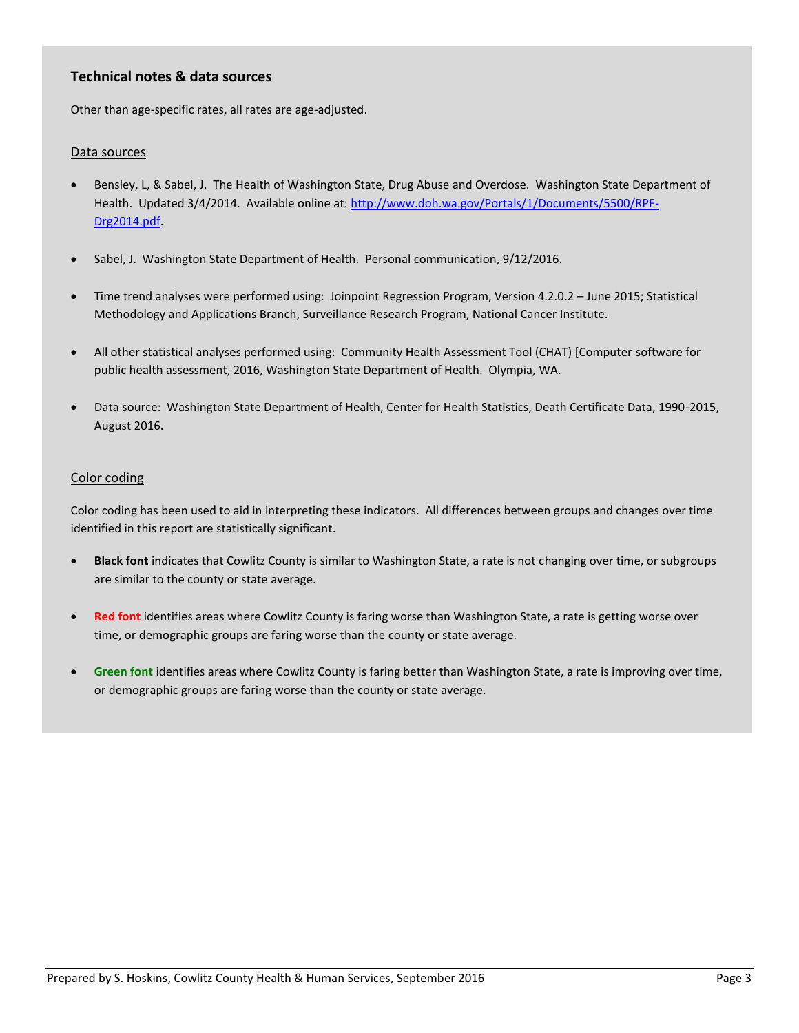## Technical notes & data sources

Other than age-specific rates, all rates are age-adjusted.

### Data sources

- Bensley, L, & Sabel, J. The Health of Washington State, Drug Abuse and Overdose. Washington State Department of Health. Updated 3/4/2014. Available online at: [http://www.doh.wa.gov/Portals/1/Documents/5500/RPF-Drg2014.pdf](http://www.doh.wa.gov/Portals/1/Documents/5500/RPF-Drg2014.pdf).
- Sabel, J. Washington State Department of Health. Personal communication, 9/12/2016.
- Time trend analyses were performed using: Joinpoint Regression Program, Version 4.2.0.2 – June 2015; Statistical Methodology and Applications Branch, Surveillance Research Program, National Cancer Institute.
- All other statistical analyses performed using: Community Health Assessment Tool (CHAT) [Computer software for public health assessment, 2016, Washington State Department of Health. Olympia, WA.
- Data source: Washington State Department of Health, Center for Health Statistics, Death Certificate Data, 1990-2015, August 2016.

### Color coding

Color coding has been used to aid in interpreting these indicators. All differences between groups and changes over time identified in this report are statistically significant.

- **Black font** indicates that Cowlitz County is similar to Washington State, a rate is not changing over time, or subgroups are similar to the county or state average.
- **Red font** identifies areas where Cowlitz County is faring worse than Washington State, a rate is getting worse over time, or demographic groups are faring worse than the county or state average.
- **Green font** identifies areas where Cowlitz County is faring better than Washington State, a rate is improving over time, or demographic groups are faring worse than the county or state average.

Prepared by S. Hoskins, Cowlitz County Health & Human Services, September 2016